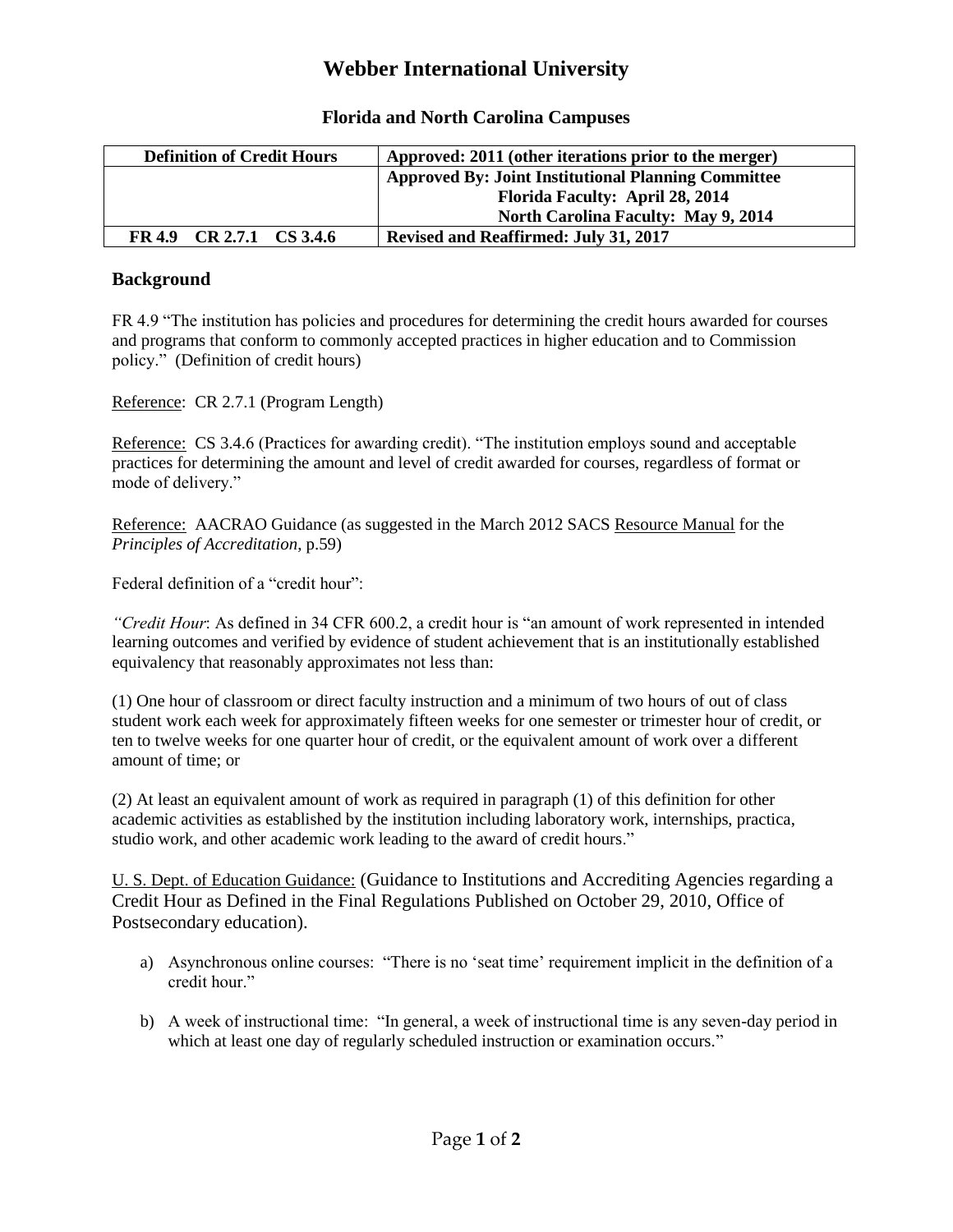# Webber International University

### Florida and North Carolina Campuses

| Definition of Credit Hours | Approved: 2011 (other iterations prior to the merger) |
|---|---|
| | Approved By: Joint Institutional Planning Committee<br>Florida Faculty: April 28, 2014<br>North Carolina Faculty: May 9, 2014 |
| FR 4.9 CR 2.7.1 CS 3.4.6 | Revised and Reaffirmed: July 31, 2017 |

## Background

FR 4.9 "The institution has policies and procedures for determining the credit hours awarded for courses and programs that conform to commonly accepted practices in higher education and to Commission policy." (Definition of credit hours)

Reference: CR 2.7.1 (Program Length)

Reference: CS 3.4.6 (Practices for awarding credit). "The institution employs sound and acceptable practices for determining the amount and level of credit awarded for courses, regardless of format or mode of delivery."

Reference: AACRAO Guidance (as suggested in the March 2012 SACS Resource Manual for the *Principles of Accreditation*, p.59)

Federal definition of a "credit hour":

*"Credit Hour*: As defined in 34 CFR 600.2, a credit hour is "an amount of work represented in intended learning outcomes and verified by evidence of student achievement that is an institutionally established equivalency that reasonably approximates not less than:

(1) One hour of classroom or direct faculty instruction and a minimum of two hours of out of class student work each week for approximately fifteen weeks for one semester or trimester hour of credit, or ten to twelve weeks for one quarter hour of credit, or the equivalent amount of work over a different amount of time; or

(2) At least an equivalent amount of work as required in paragraph (1) of this definition for other academic activities as established by the institution including laboratory work, internships, practica, studio work, and other academic work leading to the award of credit hours."

U. S. Dept. of Education Guidance: (Guidance to Institutions and Accrediting Agencies regarding a Credit Hour as Defined in the Final Regulations Published on October 29, 2010, Office of Postsecondary education).

a) Asynchronous online courses: "There is no 'seat time' requirement implicit in the definition of a credit hour."

b) A week of instructional time: "In general, a week of instructional time is any seven-day period in which at least one day of regularly scheduled instruction or examination occurs."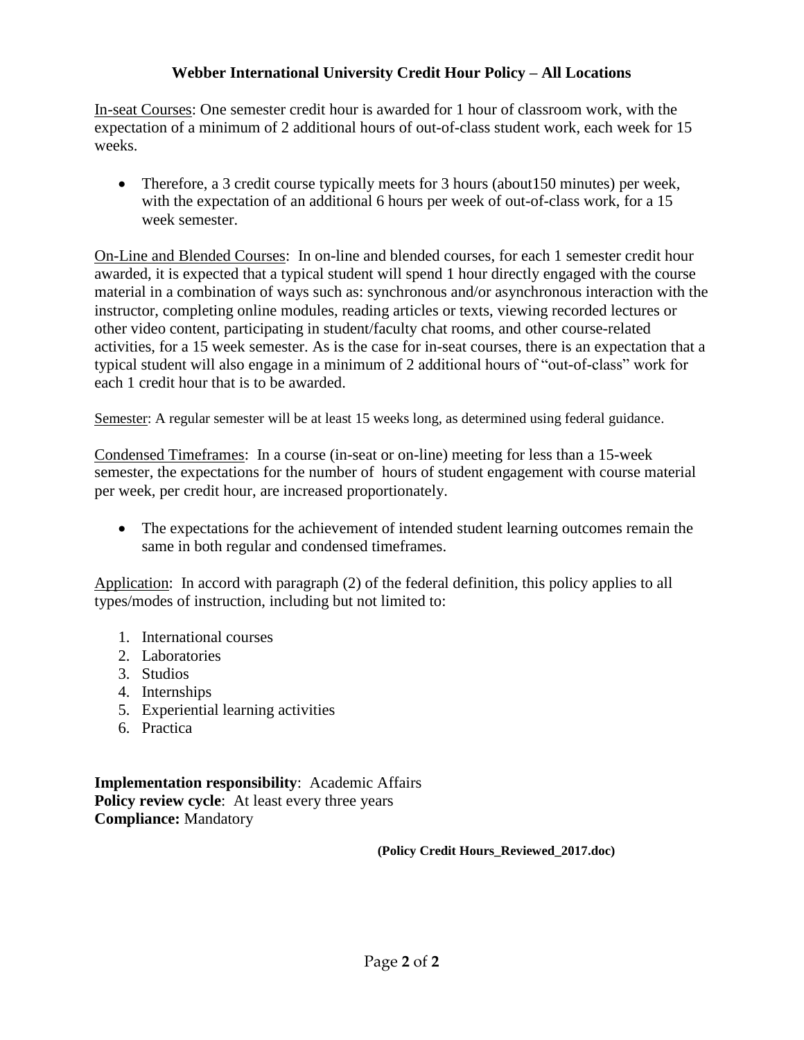## Webber International University Credit Hour Policy – All Locations

In-seat Courses: One semester credit hour is awarded for 1 hour of classroom work, with the expectation of a minimum of 2 additional hours of out-of-class student work, each week for 15 weeks.

- Therefore, a 3 credit course typically meets for 3 hours (about150 minutes) per week, with the expectation of an additional 6 hours per week of out-of-class work, for a 15 week semester.

On-Line and Blended Courses: In on-line and blended courses, for each 1 semester credit hour awarded, it is expected that a typical student will spend 1 hour directly engaged with the course material in a combination of ways such as: synchronous and/or asynchronous interaction with the instructor, completing online modules, reading articles or texts, viewing recorded lectures or other video content, participating in student/faculty chat rooms, and other course-related activities, for a 15 week semester. As is the case for in-seat courses, there is an expectation that a typical student will also engage in a minimum of 2 additional hours of "out-of-class" work for each 1 credit hour that is to be awarded.

Semester: A regular semester will be at least 15 weeks long, as determined using federal guidance.

Condensed Timeframes: In a course (in-seat or on-line) meeting for less than a 15-week semester, the expectations for the number of hours of student engagement with course material per week, per credit hour, are increased proportionately.

- The expectations for the achievement of intended student learning outcomes remain the same in both regular and condensed timeframes.

Application: In accord with paragraph (2) of the federal definition, this policy applies to all types/modes of instruction, including but not limited to:

1. International courses
2. Laboratories
3. Studios
4. Internships
5. Experiential learning activities
6. Practica

**Implementation responsibility**: Academic Affairs
**Policy review cycle**: At least every three years
**Compliance:** Mandatory

**(Policy Credit Hours_Reviewed_2017.doc)**